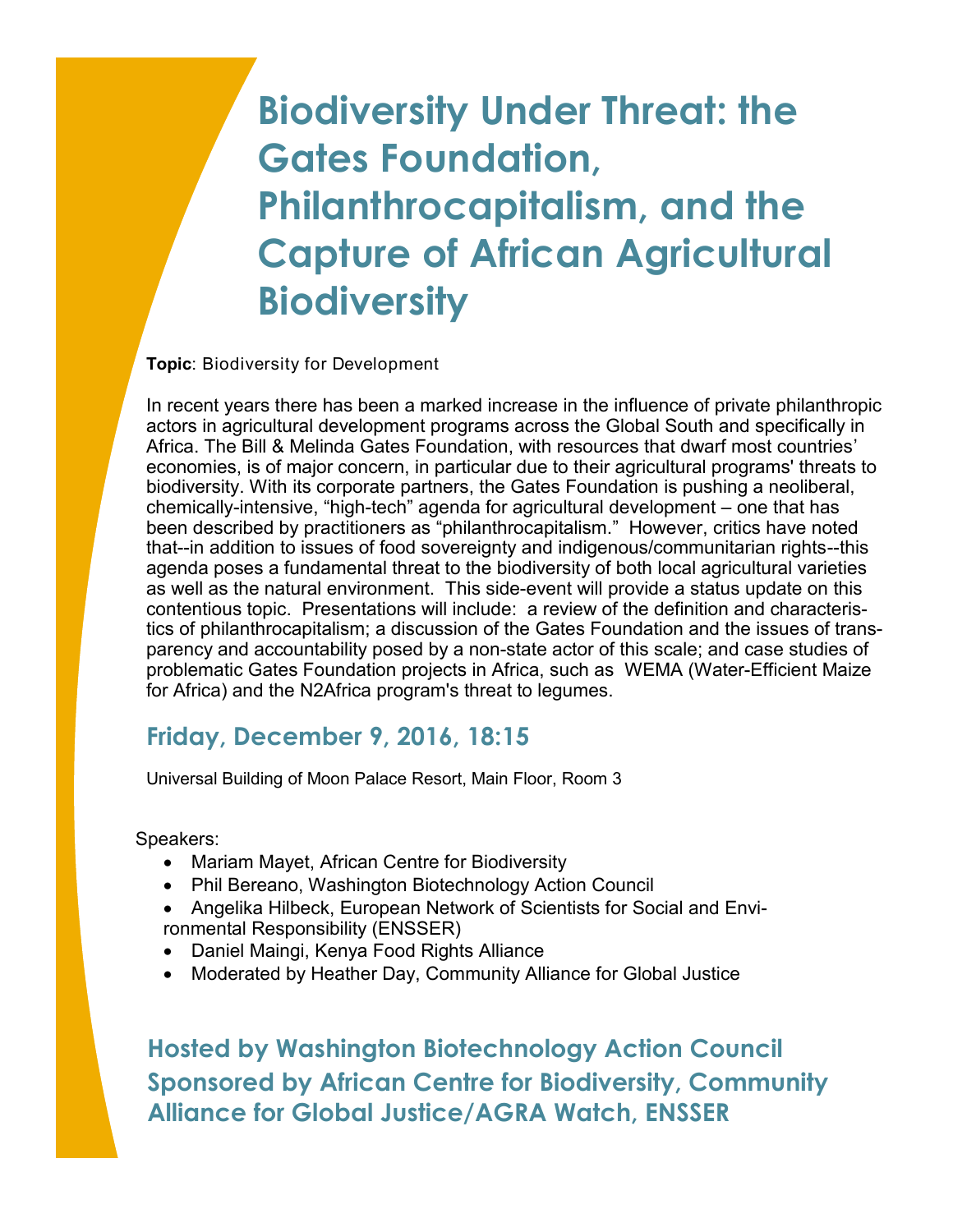# Biodiversity Under Threat: the Gates Foundation, Philanthrocapitalism, and the Capture of African Agricultural Biodiversity

**Topic**: Biodiversity for Development

In recent years there has been a marked increase in the influence of private philanthropic actors in agricultural development programs across the Global South and specifically in Africa. The Bill & Melinda Gates Foundation, with resources that dwarf most countries' economies, is of major concern, in particular due to their agricultural programs' threats to biodiversity. With its corporate partners, the Gates Foundation is pushing a neoliberal, chemically-intensive, "high-tech" agenda for agricultural development – one that has been described by practitioners as "philanthrocapitalism." However, critics have noted that--in addition to issues of food sovereignty and indigenous/communitarian rights--this agenda poses a fundamental threat to the biodiversity of both local agricultural varieties as well as the natural environment. This side-event will provide a status update on this contentious topic. Presentations will include: a review of the definition and characteristics of philanthrocapitalism; a discussion of the Gates Foundation and the issues of transparency and accountability posed by a non-state actor of this scale; and case studies of problematic Gates Foundation projects in Africa, such as WEMA (Water-Efficient Maize for Africa) and the N2Africa program's threat to legumes.

## Friday, December 9, 2016, 18:15

Universal Building of Moon Palace Resort, Main Floor, Room 3

Speakers:

- Mariam Mayet, African Centre for Biodiversity
- Phil Bereano, Washington Biotechnology Action Council
- Angelika Hilbeck, European Network of Scientists for Social and Environmental Responsibility (ENSSER)
- Daniel Maingi, Kenya Food Rights Alliance
- Moderated by Heather Day, Community Alliance for Global Justice

## Hosted by Washington Biotechnology Action Council
## Sponsored by African Centre for Biodiversity, Community Alliance for Global Justice/AGRA Watch, ENSSER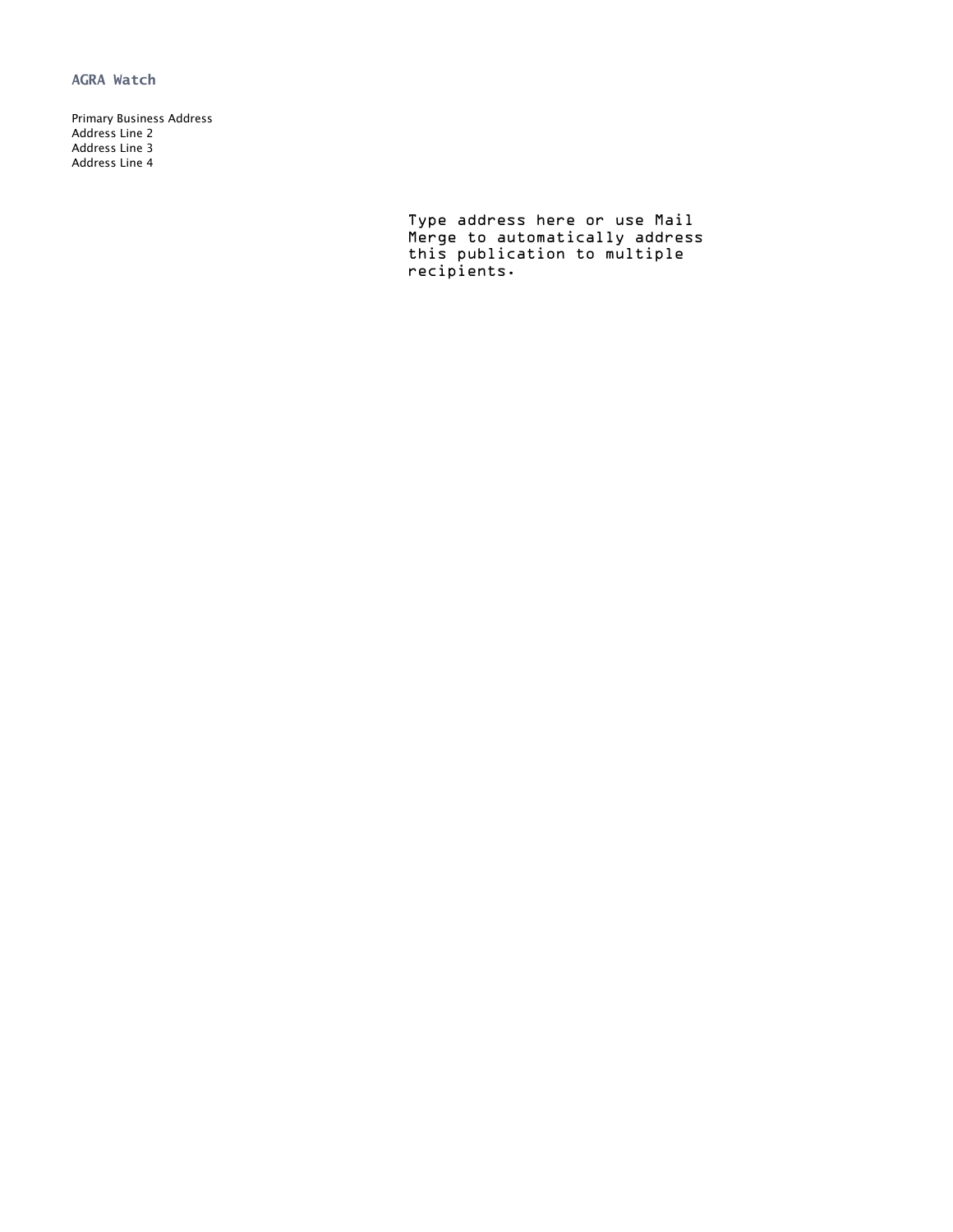**AGRA Watch**

Primary Business Address
Address Line 2
Address Line 3
Address Line 4

Type address here or use Mail Merge to automatically address this publication to multiple recipients.